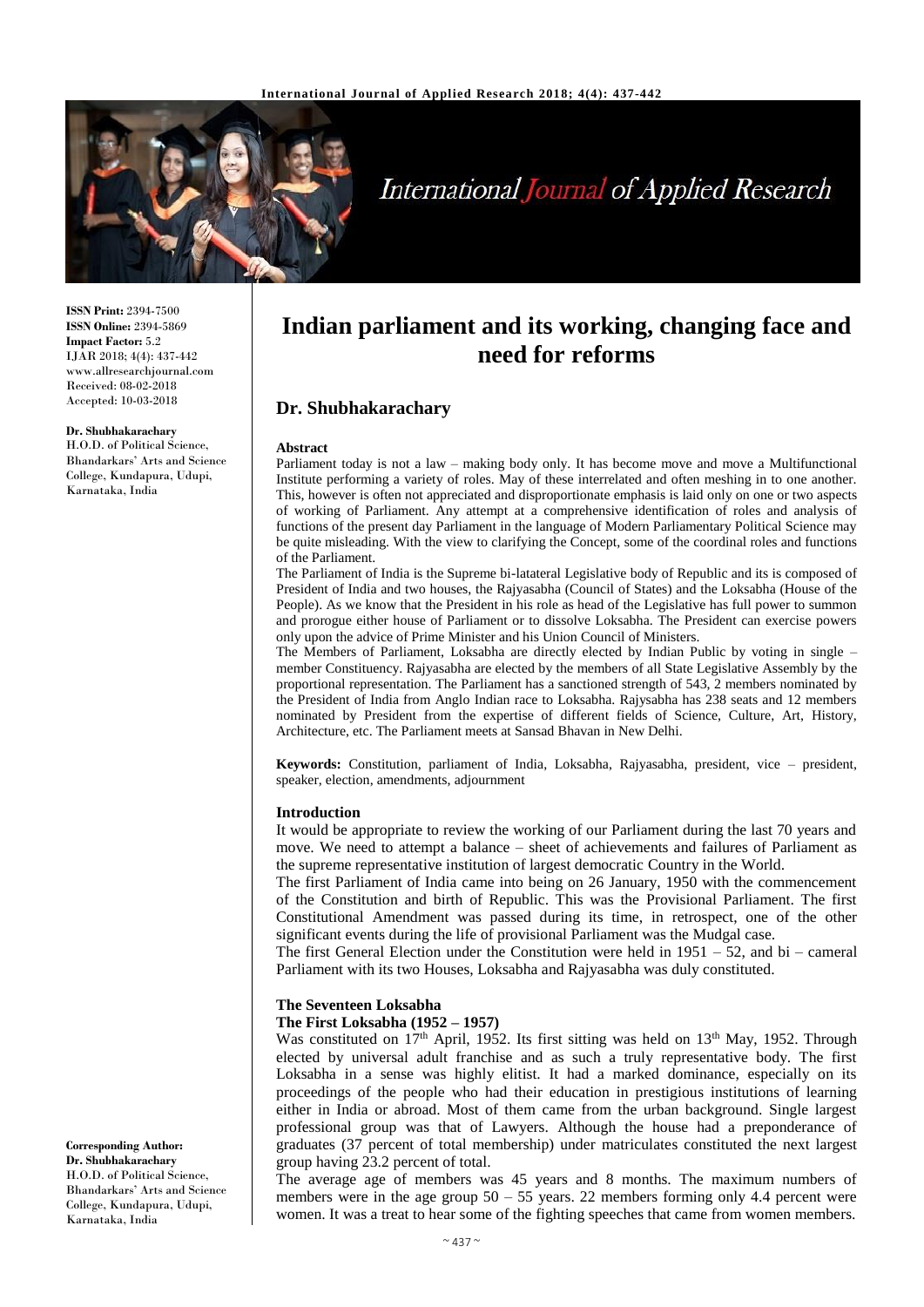# Indian parliament and its working, changing face and need for reforms

## Dr. Shubhakarachary

**ISSN Print:** 2394-7500
**ISSN Online:** 2394-5869
**Impact Factor:** 5.2
IJAR 2018; 4(4): 437-442
www.allresearchjournal.com
Received: 08-02-2018
Accepted: 10-03-2018

**Dr. Shubhakarachary**
H.O.D. of Political Science, Bhandarkars' Arts and Science College, Kundapura, Udupi, Karnataka, India

**Corresponding Author:**
**Dr. Shubhakarachary**
H.O.D. of Political Science, Bhandarkars' Arts and Science College, Kundapura, Udupi, Karnataka, India

### Abstract

Parliament today is not a law – making body only. It has become move and move a Multifunctional Institute performing a variety of roles. May of these interrelated and often meshing in to one another. This, however is often not appreciated and disproportionate emphasis is laid only on one or two aspects of working of Parliament. Any attempt at a comprehensive identification of roles and analysis of functions of the present day Parliament in the language of Modern Parliamentary Political Science may be quite misleading. With the view to clarifying the Concept, some of the coordinal roles and functions of the Parliament.

The Parliament of India is the Supreme bi-latateral Legislative body of Republic and its is composed of President of India and two houses, the Rajyasabha (Council of States) and the Loksabha (House of the People). As we know that the President in his role as head of the Legislative has full power to summon and prorogue either house of Parliament or to dissolve Loksabha. The President can exercise powers only upon the advice of Prime Minister and his Union Council of Ministers.

The Members of Parliament, Loksabha are directly elected by Indian Public by voting in single – member Constituency. Rajyasabha are elected by the members of all State Legislative Assembly by the proportional representation. The Parliament has a sanctioned strength of 543, 2 members nominated by the President of India from Anglo Indian race to Loksabha. Rajysabha has 238 seats and 12 members nominated by President from the expertise of different fields of Science, Culture, Art, History, Architecture, etc. The Parliament meets at Sansad Bhavan in New Delhi.

**Keywords:** Constitution, parliament of India, Loksabha, Rajyasabha, president, vice – president, speaker, election, amendments, adjournment

### Introduction

It would be appropriate to review the working of our Parliament during the last 70 years and move. We need to attempt a balance – sheet of achievements and failures of Parliament as the supreme representative institution of largest democratic Country in the World.

The first Parliament of India came into being on 26 January, 1950 with the commencement of the Constitution and birth of Republic. This was the Provisional Parliament. The first Constitutional Amendment was passed during its time, in retrospect, one of the other significant events during the life of provisional Parliament was the Mudgal case.

The first General Election under the Constitution were held in 1951 – 52, and bi – cameral Parliament with its two Houses, Loksabha and Rajyasabha was duly constituted.

### The Seventeen Loksabha

**The First Loksabha (1952 – 1957)**

Was constituted on 17th April, 1952. Its first sitting was held on 13th May, 1952. Through elected by universal adult franchise and as such a truly representative body. The first Loksabha in a sense was highly elitist. It had a marked dominance, especially on its proceedings of the people who had their education in prestigious institutions of learning either in India or abroad. Most of them came from the urban background. Single largest professional group was that of Lawyers. Although the house had a preponderance of graduates (37 percent of total membership) under matriculates constituted the next largest group having 23.2 percent of total.

The average age of members was 45 years and 8 months. The maximum numbers of members were in the age group 50 – 55 years. 22 members forming only 4.4 percent were women. It was a treat to hear some of the fighting speeches that came from women members.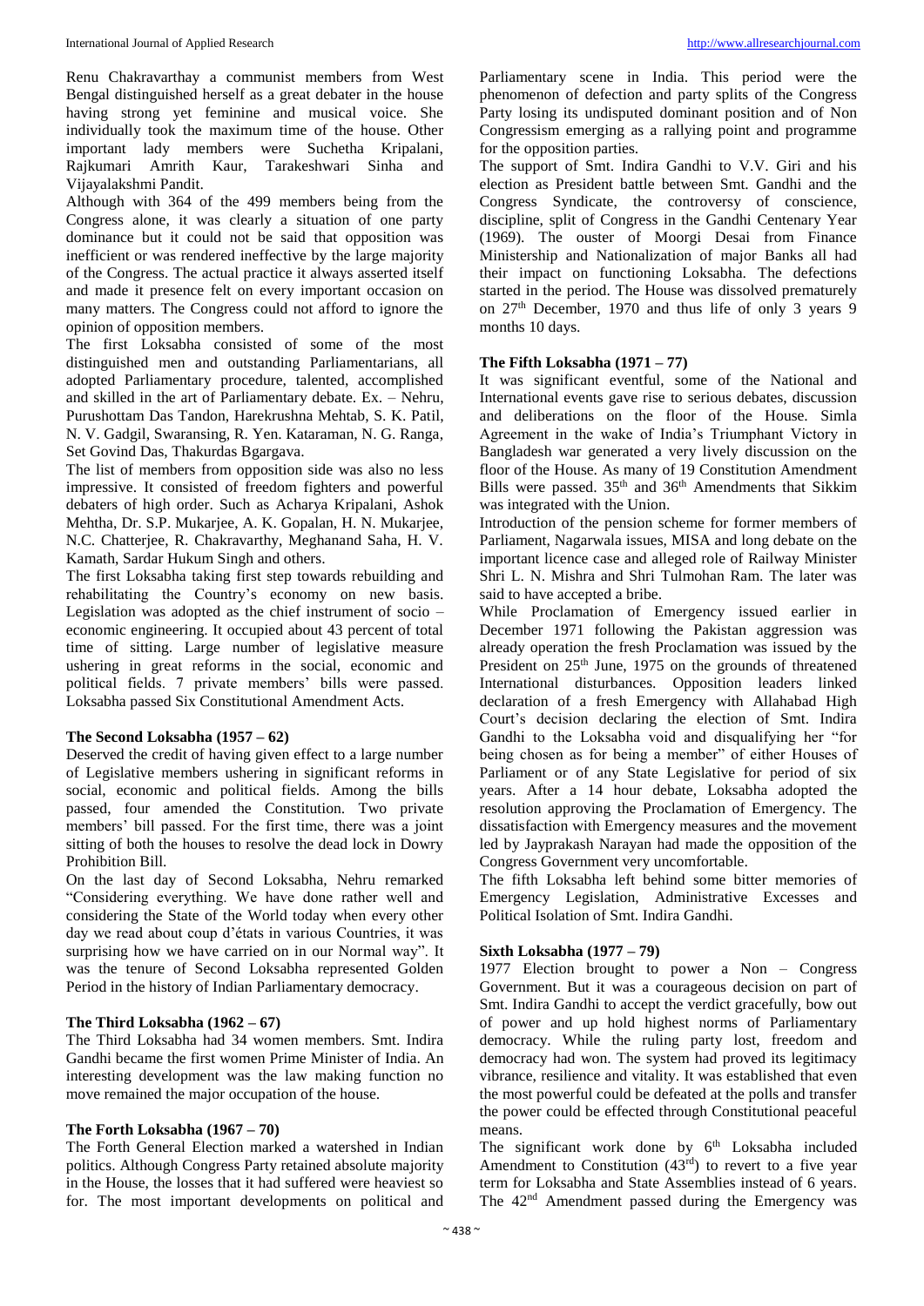Renu Chakravarthay a communist members from West Bengal distinguished herself as a great debater in the house having strong yet feminine and musical voice. She individually took the maximum time of the house. Other important lady members were Suchetha Kripalani, Rajkumari Amrith Kaur, Tarakeshwari Sinha and Vijayalakshmi Pandit.

Although with 364 of the 499 members being from the Congress alone, it was clearly a situation of one party dominance but it could not be said that opposition was inefficient or was rendered ineffective by the large majority of the Congress. The actual practice it always asserted itself and made it presence felt on every important occasion on many matters. The Congress could not afford to ignore the opinion of opposition members.

The first Loksabha consisted of some of the most distinguished men and outstanding Parliamentarians, all adopted Parliamentary procedure, talented, accomplished and skilled in the art of Parliamentary debate. Ex. – Nehru, Purushottam Das Tandon, Harekrushna Mehtab, S. K. Patil, N. V. Gadgil, Swaransing, R. Yen. Kataraman, N. G. Ranga, Set Govind Das, Thakurdas Bgargava.

The list of members from opposition side was also no less impressive. It consisted of freedom fighters and powerful debaters of high order. Such as Acharya Kripalani, Ashok Mehtha, Dr. S.P. Mukarjee, A. K. Gopalan, H. N. Mukarjee, N.C. Chatterjee, R. Chakravarthy, Meghanand Saha, H. V. Kamath, Sardar Hukum Singh and others.

The first Loksabha taking first step towards rebuilding and rehabilitating the Country's economy on new basis. Legislation was adopted as the chief instrument of socio – economic engineering. It occupied about 43 percent of total time of sitting. Large number of legislative measure ushering in great reforms in the social, economic and political fields. 7 private members' bills were passed. Loksabha passed Six Constitutional Amendment Acts.

**The Second Loksabha (1957 – 62)**

Deserved the credit of having given effect to a large number of Legislative members ushering in significant reforms in social, economic and political fields. Among the bills passed, four amended the Constitution. Two private members' bill passed. For the first time, there was a joint sitting of both the houses to resolve the dead lock in Dowry Prohibition Bill.

On the last day of Second Loksabha, Nehru remarked "Considering everything. We have done rather well and considering the State of the World today when every other day we read about coup d'états in various Countries, it was surprising how we have carried on in our Normal way". It was the tenure of Second Loksabha represented Golden Period in the history of Indian Parliamentary democracy.

**The Third Loksabha (1962 – 67)**

The Third Loksabha had 34 women members. Smt. Indira Gandhi became the first women Prime Minister of India. An interesting development was the law making function no move remained the major occupation of the house.

**The Forth Loksabha (1967 – 70)**

The Forth General Election marked a watershed in Indian politics. Although Congress Party retained absolute majority in the House, the losses that it had suffered were heaviest so for. The most important developments on political and Parliamentary scene in India. This period were the phenomenon of defection and party splits of the Congress Party losing its undisputed dominant position and of Non Congressism emerging as a rallying point and programme for the opposition parties.

The support of Smt. Indira Gandhi to V.V. Giri and his election as President battle between Smt. Gandhi and the Congress Syndicate, the controversy of conscience, discipline, split of Congress in the Gandhi Centenary Year (1969). The ouster of Moorgi Desai from Finance Ministership and Nationalization of major Banks all had their impact on functioning Loksabha. The defections started in the period. The House was dissolved prematurely on 27th December, 1970 and thus life of only 3 years 9 months 10 days.

**The Fifth Loksabha (1971 – 77)**

It was significant eventful, some of the National and International events gave rise to serious debates, discussion and deliberations on the floor of the House. Simla Agreement in the wake of India's Triumphant Victory in Bangladesh war generated a very lively discussion on the floor of the House. As many of 19 Constitution Amendment Bills were passed. 35th and 36th Amendments that Sikkim was integrated with the Union.

Introduction of the pension scheme for former members of Parliament, Nagarwala issues, MISA and long debate on the important licence case and alleged role of Railway Minister Shri L. N. Mishra and Shri Tulmohan Ram. The later was said to have accepted a bribe.

While Proclamation of Emergency issued earlier in December 1971 following the Pakistan aggression was already operation the fresh Proclamation was issued by the President on 25th June, 1975 on the grounds of threatened International disturbances. Opposition leaders linked declaration of a fresh Emergency with Allahabad High Court's decision declaring the election of Smt. Indira Gandhi to the Loksabha void and disqualifying her "for being chosen as for being a member" of either Houses of Parliament or of any State Legislative for period of six years. After a 14 hour debate, Loksabha adopted the resolution approving the Proclamation of Emergency. The dissatisfaction with Emergency measures and the movement led by Jayprakash Narayan had made the opposition of the Congress Government very uncomfortable.

The fifth Loksabha left behind some bitter memories of Emergency Legislation, Administrative Excesses and Political Isolation of Smt. Indira Gandhi.

**Sixth Loksabha (1977 – 79)**

1977 Election brought to power a Non – Congress Government. But it was a courageous decision on part of Smt. Indira Gandhi to accept the verdict gracefully, bow out of power and up hold highest norms of Parliamentary democracy. While the ruling party lost, freedom and democracy had won. The system had proved its legitimacy vibrance, resilience and vitality. It was established that even the most powerful could be defeated at the polls and transfer the power could be effected through Constitutional peaceful means.

The significant work done by 6th Loksabha included Amendment to Constitution (43rd) to revert to a five year term for Loksabha and State Assemblies instead of 6 years. The 42nd Amendment passed during the Emergency was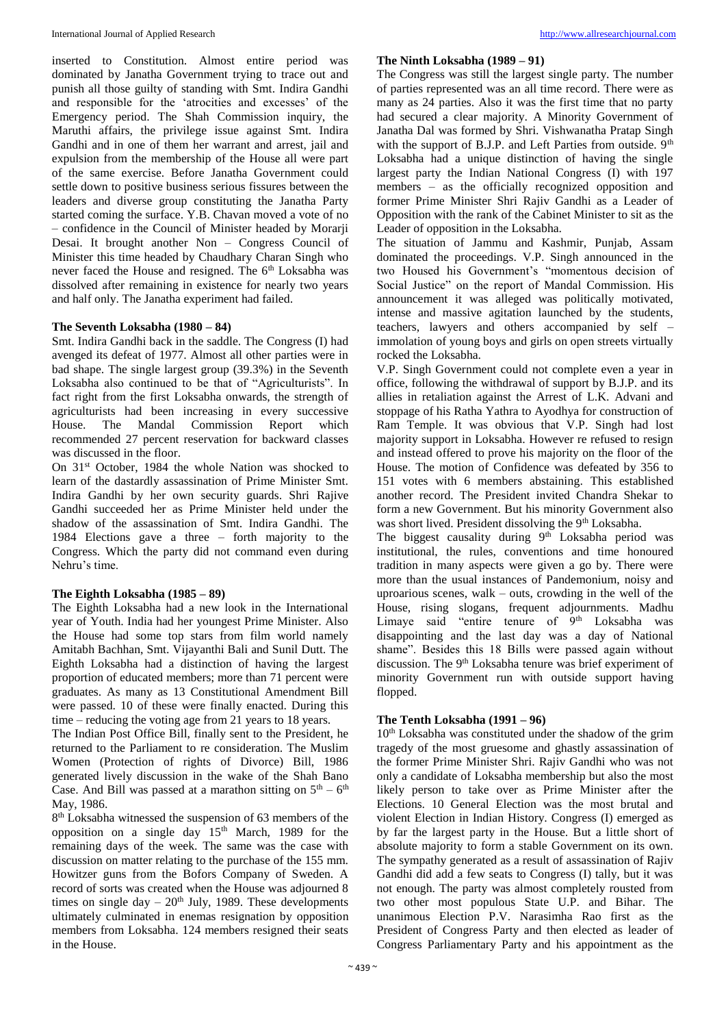inserted to Constitution. Almost entire period was dominated by Janatha Government trying to trace out and punish all those guilty of standing with Smt. Indira Gandhi and responsible for the 'atrocities and excesses' of the Emergency period. The Shah Commission inquiry, the Maruthi affairs, the privilege issue against Smt. Indira Gandhi and in one of them her warrant and arrest, jail and expulsion from the membership of the House all were part of the same exercise. Before Janatha Government could settle down to positive business serious fissures between the leaders and diverse group constituting the Janatha Party started coming the surface. Y.B. Chavan moved a vote of no – confidence in the Council of Minister headed by Morarji Desai. It brought another Non – Congress Council of Minister this time headed by Chaudhary Charan Singh who never faced the House and resigned. The 6th Loksabha was dissolved after remaining in existence for nearly two years and half only. The Janatha experiment had failed.

**The Seventh Loksabha (1980 – 84)**

Smt. Indira Gandhi back in the saddle. The Congress (I) had avenged its defeat of 1977. Almost all other parties were in bad shape. The single largest group (39.3%) in the Seventh Loksabha also continued to be that of "Agriculturists". In fact right from the first Loksabha onwards, the strength of agriculturists had been increasing in every successive House. The Mandal Commission Report which recommended 27 percent reservation for backward classes was discussed in the floor.

On 31st October, 1984 the whole Nation was shocked to learn of the dastardly assassination of Prime Minister Smt. Indira Gandhi by her own security guards. Shri Rajive Gandhi succeeded her as Prime Minister held under the shadow of the assassination of Smt. Indira Gandhi. The 1984 Elections gave a three – forth majority to the Congress. Which the party did not command even during Nehru's time.

**The Eighth Loksabha (1985 – 89)**

The Eighth Loksabha had a new look in the International year of Youth. India had her youngest Prime Minister. Also the House had some top stars from film world namely Amitabh Bachhan, Smt. Vijayanthi Bali and Sunil Dutt. The Eighth Loksabha had a distinction of having the largest proportion of educated members; more than 71 percent were graduates. As many as 13 Constitutional Amendment Bill were passed. 10 of these were finally enacted. During this time – reducing the voting age from 21 years to 18 years.

The Indian Post Office Bill, finally sent to the President, he returned to the Parliament to re consideration. The Muslim Women (Protection of rights of Divorce) Bill, 1986 generated lively discussion in the wake of the Shah Bano Case. And Bill was passed at a marathon sitting on 5th – 6th May, 1986.

8th Loksabha witnessed the suspension of 63 members of the opposition on a single day 15th March, 1989 for the remaining days of the week. The same was the case with discussion on matter relating to the purchase of the 155 mm. Howitzer guns from the Bofors Company of Sweden. A record of sorts was created when the House was adjourned 8 times on single day – 20th July, 1989. These developments ultimately culminated in enemas resignation by opposition members from Loksabha. 124 members resigned their seats in the House.

**The Ninth Loksabha (1989 – 91)**

The Congress was still the largest single party. The number of parties represented was an all time record. There were as many as 24 parties. Also it was the first time that no party had secured a clear majority. A Minority Government of Janatha Dal was formed by Shri. Vishwanatha Pratap Singh with the support of B.J.P. and Left Parties from outside. 9th Loksabha had a unique distinction of having the single largest party the Indian National Congress (I) with 197 members – as the officially recognized opposition and former Prime Minister Shri Rajiv Gandhi as a Leader of Opposition with the rank of the Cabinet Minister to sit as the Leader of opposition in the Loksabha.

The situation of Jammu and Kashmir, Punjab, Assam dominated the proceedings. V.P. Singh announced in the two Housed his Government's "momentous decision of Social Justice" on the report of Mandal Commission. His announcement it was alleged was politically motivated, intense and massive agitation launched by the students, teachers, lawyers and others accompanied by self – immolation of young boys and girls on open streets virtually rocked the Loksabha.

V.P. Singh Government could not complete even a year in office, following the withdrawal of support by B.J.P. and its allies in retaliation against the Arrest of L.K. Advani and stoppage of his Ratha Yathra to Ayodhya for construction of Ram Temple. It was obvious that V.P. Singh had lost majority support in Loksabha. However re refused to resign and instead offered to prove his majority on the floor of the House. The motion of Confidence was defeated by 356 to 151 votes with 6 members abstaining. This established another record. The President invited Chandra Shekar to form a new Government. But his minority Government also was short lived. President dissolving the 9th Loksabha.

The biggest causality during 9th Loksabha period was institutional, the rules, conventions and time honoured tradition in many aspects were given a go by. There were more than the usual instances of Pandemonium, noisy and uproarious scenes, walk – outs, crowding in the well of the House, rising slogans, frequent adjournments. Madhu Limaye said "entire tenure of 9th Loksabha was disappointing and the last day was a day of National shame". Besides this 18 Bills were passed again without discussion. The 9th Loksabha tenure was brief experiment of minority Government run with outside support having flopped.

**The Tenth Loksabha (1991 – 96)**

10th Loksabha was constituted under the shadow of the grim tragedy of the most gruesome and ghastly assassination of the former Prime Minister Shri. Rajiv Gandhi who was not only a candidate of Loksabha membership but also the most likely person to take over as Prime Minister after the Elections. 10 General Election was the most brutal and violent Election in Indian History. Congress (I) emerged as by far the largest party in the House. But a little short of absolute majority to form a stable Government on its own. The sympathy generated as a result of assassination of Rajiv Gandhi did add a few seats to Congress (I) tally, but it was not enough. The party was almost completely routed from two other most populous State U.P. and Bihar. The unanimous Election P.V. Narasimha Rao first as the President of Congress Party and then elected as leader of Congress Parliamentary Party and his appointment as the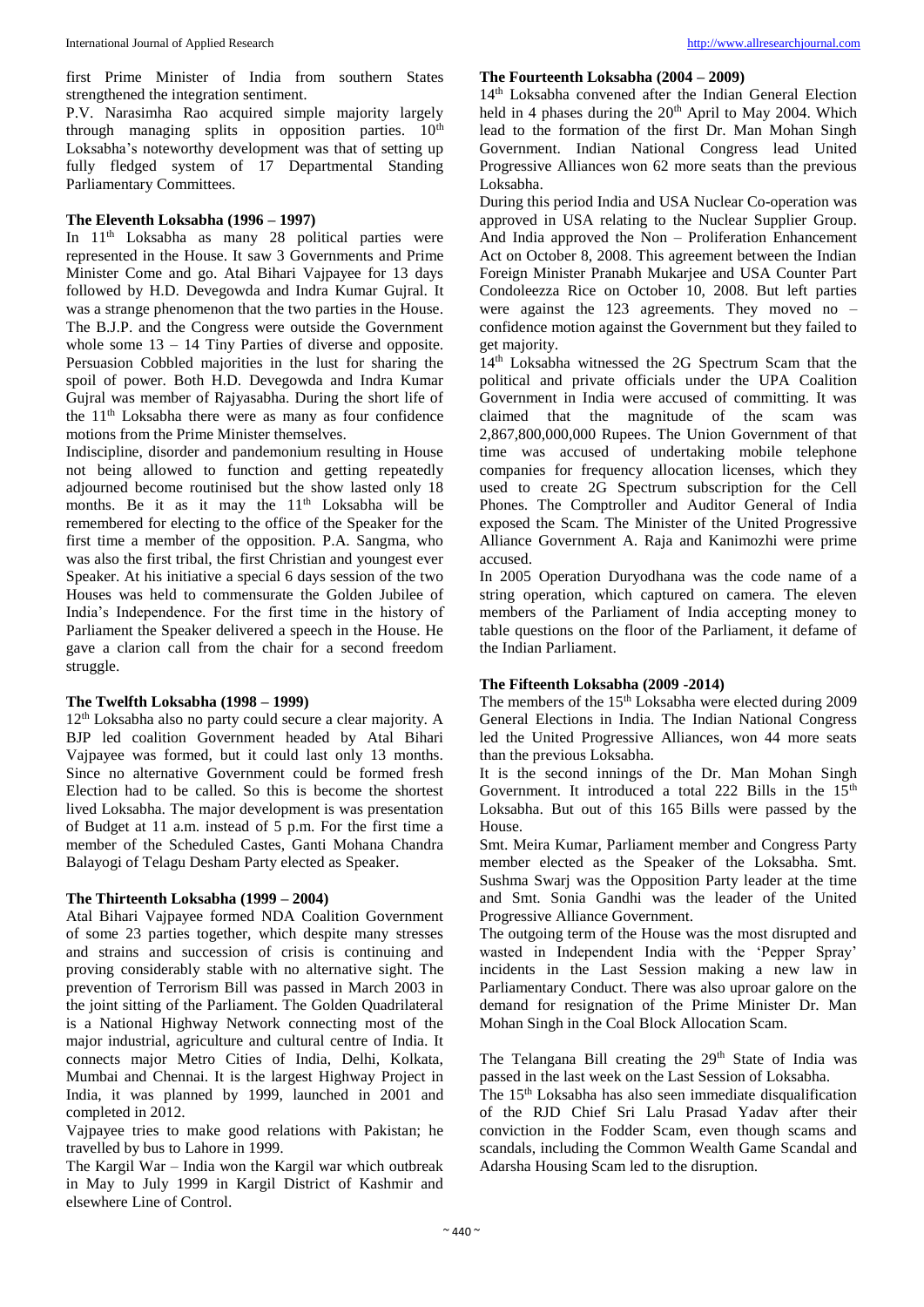first Prime Minister of India from southern States strengthened the integration sentiment.

P.V. Narasimha Rao acquired simple majority largely through managing splits in opposition parties. 10th Loksabha's noteworthy development was that of setting up fully fledged system of 17 Departmental Standing Parliamentary Committees.

### The Eleventh Loksabha (1996 – 1997)

In 11th Loksabha as many 28 political parties were represented in the House. It saw 3 Governments and Prime Minister Come and go. Atal Bihari Vajpayee for 13 days followed by H.D. Devegowda and Indra Kumar Gujral. It was a strange phenomenon that the two parties in the House. The B.J.P. and the Congress were outside the Government whole some 13 – 14 Tiny Parties of diverse and opposite. Persuasion Cobbled majorities in the lust for sharing the spoil of power. Both H.D. Devegowda and Indra Kumar Gujral was member of Rajyasabha. During the short life of the 11th Loksabha there were as many as four confidence motions from the Prime Minister themselves.

Indiscipline, disorder and pandemonium resulting in House not being allowed to function and getting repeatedly adjourned become routinised but the show lasted only 18 months. Be it as it may the 11th Loksabha will be remembered for electing to the office of the Speaker for the first time a member of the opposition. P.A. Sangma, who was also the first tribal, the first Christian and youngest ever Speaker. At his initiative a special 6 days session of the two Houses was held to commensurate the Golden Jubilee of India's Independence. For the first time in the history of Parliament the Speaker delivered a speech in the House. He gave a clarion call from the chair for a second freedom struggle.

### The Twelfth Loksabha (1998 – 1999)

12th Loksabha also no party could secure a clear majority. A BJP led coalition Government headed by Atal Bihari Vajpayee was formed, but it could last only 13 months. Since no alternative Government could be formed fresh Election had to be called. So this is become the shortest lived Loksabha. The major development is was presentation of Budget at 11 a.m. instead of 5 p.m. For the first time a member of the Scheduled Castes, Ganti Mohana Chandra Balayogi of Telagu Desham Party elected as Speaker.

### The Thirteenth Loksabha (1999 – 2004)

Atal Bihari Vajpayee formed NDA Coalition Government of some 23 parties together, which despite many stresses and strains and succession of crisis is continuing and proving considerably stable with no alternative sight. The prevention of Terrorism Bill was passed in March 2003 in the joint sitting of the Parliament. The Golden Quadrilateral is a National Highway Network connecting most of the major industrial, agriculture and cultural centre of India. It connects major Metro Cities of India, Delhi, Kolkata, Mumbai and Chennai. It is the largest Highway Project in India, it was planned by 1999, launched in 2001 and completed in 2012.

Vajpayee tries to make good relations with Pakistan; he travelled by bus to Lahore in 1999.

The Kargil War – India won the Kargil war which outbreak in May to July 1999 in Kargil District of Kashmir and elsewhere Line of Control.

### The Fourteenth Loksabha (2004 – 2009)

14th Loksabha convened after the Indian General Election held in 4 phases during the 20th April to May 2004. Which lead to the formation of the first Dr. Man Mohan Singh Government. Indian National Congress lead United Progressive Alliances won 62 more seats than the previous Loksabha.

During this period India and USA Nuclear Co-operation was approved in USA relating to the Nuclear Supplier Group. And India approved the Non – Proliferation Enhancement Act on October 8, 2008. This agreement between the Indian Foreign Minister Pranabh Mukarjee and USA Counter Part Condoleezza Rice on October 10, 2008. But left parties were against the 123 agreements. They moved no – confidence motion against the Government but they failed to get majority.

14th Loksabha witnessed the 2G Spectrum Scam that the political and private officials under the UPA Coalition Government in India were accused of committing. It was claimed that the magnitude of the scam was 2,867,800,000,000 Rupees. The Union Government of that time was accused of undertaking mobile telephone companies for frequency allocation licenses, which they used to create 2G Spectrum subscription for the Cell Phones. The Comptroller and Auditor General of India exposed the Scam. The Minister of the United Progressive Alliance Government A. Raja and Kanimozhi were prime accused.

In 2005 Operation Duryodhana was the code name of a string operation, which captured on camera. The eleven members of the Parliament of India accepting money to table questions on the floor of the Parliament, it defame of the Indian Parliament.

### The Fifteenth Loksabha (2009 -2014)

The members of the 15th Loksabha were elected during 2009 General Elections in India. The Indian National Congress led the United Progressive Alliances, won 44 more seats than the previous Loksabha.

It is the second innings of the Dr. Man Mohan Singh Government. It introduced a total 222 Bills in the 15th Loksabha. But out of this 165 Bills were passed by the House.

Smt. Meira Kumar, Parliament member and Congress Party member elected as the Speaker of the Loksabha. Smt. Sushma Swarj was the Opposition Party leader at the time and Smt. Sonia Gandhi was the leader of the United Progressive Alliance Government.

The outgoing term of the House was the most disrupted and wasted in Independent India with the 'Pepper Spray' incidents in the Last Session making a new law in Parliamentary Conduct. There was also uproar galore on the demand for resignation of the Prime Minister Dr. Man Mohan Singh in the Coal Block Allocation Scam.

The Telangana Bill creating the 29th State of India was passed in the last week on the Last Session of Loksabha.

The 15th Loksabha has also seen immediate disqualification of the RJD Chief Sri Lalu Prasad Yadav after their conviction in the Fodder Scam, even though scams and scandals, including the Common Wealth Game Scandal and Adarsha Housing Scam led to the disruption.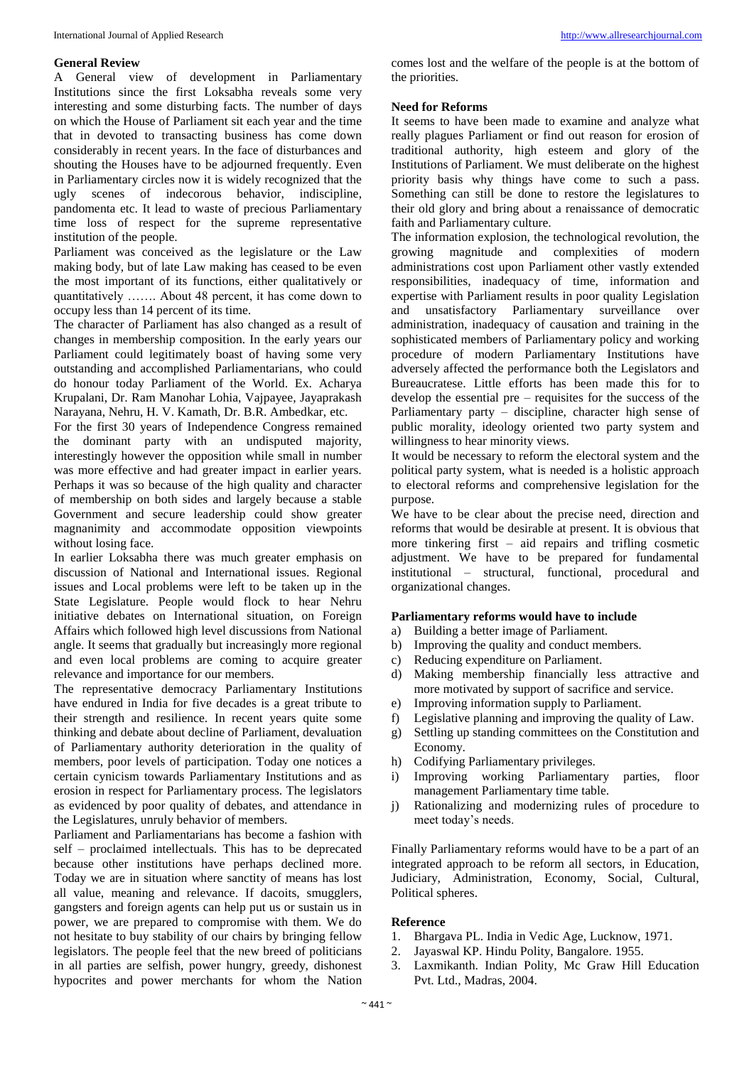### General Review

A General view of development in Parliamentary Institutions since the first Loksabha reveals some very interesting and some disturbing facts. The number of days on which the House of Parliament sit each year and the time that in devoted to transacting business has come down considerably in recent years. In the face of disturbances and shouting the Houses have to be adjourned frequently. Even in Parliamentary circles now it is widely recognized that the ugly scenes of indecorous behavior, indiscipline, pandomenta etc. It lead to waste of precious Parliamentary time loss of respect for the supreme representative institution of the people.

Parliament was conceived as the legislature or the Law making body, but of late Law making has ceased to be even the most important of its functions, either qualitatively or quantitatively ……. About 48 percent, it has come down to occupy less than 14 percent of its time.

The character of Parliament has also changed as a result of changes in membership composition. In the early years our Parliament could legitimately boast of having some very outstanding and accomplished Parliamentarians, who could do honour today Parliament of the World. Ex. Acharya Krupalani, Dr. Ram Manohar Lohia, Vajpayee, Jayaprakash Narayana, Nehru, H. V. Kamath, Dr. B.R. Ambedkar, etc.

For the first 30 years of Independence Congress remained the dominant party with an undisputed majority, interestingly however the opposition while small in number was more effective and had greater impact in earlier years. Perhaps it was so because of the high quality and character of membership on both sides and largely because a stable Government and secure leadership could show greater magnanimity and accommodate opposition viewpoints without losing face.

In earlier Loksabha there was much greater emphasis on discussion of National and International issues. Regional issues and Local problems were left to be taken up in the State Legislature. People would flock to hear Nehru initiative debates on International situation, on Foreign Affairs which followed high level discussions from National angle. It seems that gradually but increasingly more regional and even local problems are coming to acquire greater relevance and importance for our members.

The representative democracy Parliamentary Institutions have endured in India for five decades is a great tribute to their strength and resilience. In recent years quite some thinking and debate about decline of Parliament, devaluation of Parliamentary authority deterioration in the quality of members, poor levels of participation. Today one notices a certain cynicism towards Parliamentary Institutions and as erosion in respect for Parliamentary process. The legislators as evidenced by poor quality of debates, and attendance in the Legislatures, unruly behavior of members.

Parliament and Parliamentarians has become a fashion with self – proclaimed intellectuals. This has to be deprecated because other institutions have perhaps declined more. Today we are in situation where sanctity of means has lost all value, meaning and relevance. If dacoits, smugglers, gangsters and foreign agents can help put us or sustain us in power, we are prepared to compromise with them. We do not hesitate to buy stability of our chairs by bringing fellow legislators. The people feel that the new breed of politicians in all parties are selfish, power hungry, greedy, dishonest hypocrites and power merchants for whom the Nation comes lost and the welfare of the people is at the bottom of the priorities.

### Need for Reforms

It seems to have been made to examine and analyze what really plagues Parliament or find out reason for erosion of traditional authority, high esteem and glory of the Institutions of Parliament. We must deliberate on the highest priority basis why things have come to such a pass. Something can still be done to restore the legislatures to their old glory and bring about a renaissance of democratic faith and Parliamentary culture.

The information explosion, the technological revolution, the growing magnitude and complexities of modern administrations cost upon Parliament other vastly extended responsibilities, inadequacy of time, information and expertise with Parliament results in poor quality Legislation and unsatisfactory Parliamentary surveillance over administration, inadequacy of causation and training in the sophisticated members of Parliamentary policy and working procedure of modern Parliamentary Institutions have adversely affected the performance both the Legislators and Bureaucratese. Little efforts has been made this for to develop the essential pre – requisites for the success of the Parliamentary party – discipline, character high sense of public morality, ideology oriented two party system and willingness to hear minority views.

It would be necessary to reform the electoral system and the political party system, what is needed is a holistic approach to electoral reforms and comprehensive legislation for the purpose.

We have to be clear about the precise need, direction and reforms that would be desirable at present. It is obvious that more tinkering first – aid repairs and trifling cosmetic adjustment. We have to be prepared for fundamental institutional – structural, functional, procedural and organizational changes.

### Parliamentary reforms would have to include

a) Building a better image of Parliament.
b) Improving the quality and conduct members.
c) Reducing expenditure on Parliament.
d) Making membership financially less attractive and more motivated by support of sacrifice and service.
e) Improving information supply to Parliament.
f) Legislative planning and improving the quality of Law.
g) Settling up standing committees on the Constitution and Economy.
h) Codifying Parliamentary privileges.
i) Improving working Parliamentary parties, floor management Parliamentary time table.
j) Rationalizing and modernizing rules of procedure to meet today's needs.

Finally Parliamentary reforms would have to be a part of an integrated approach to be reform all sectors, in Education, Judiciary, Administration, Economy, Social, Cultural, Political spheres.

### Reference

1. Bhargava PL. India in Vedic Age, Lucknow, 1971.
2. Jayaswal KP. Hindu Polity, Bangalore. 1955.
3. Laxmikanth. Indian Polity, Mc Graw Hill Education Pvt. Ltd., Madras, 2004.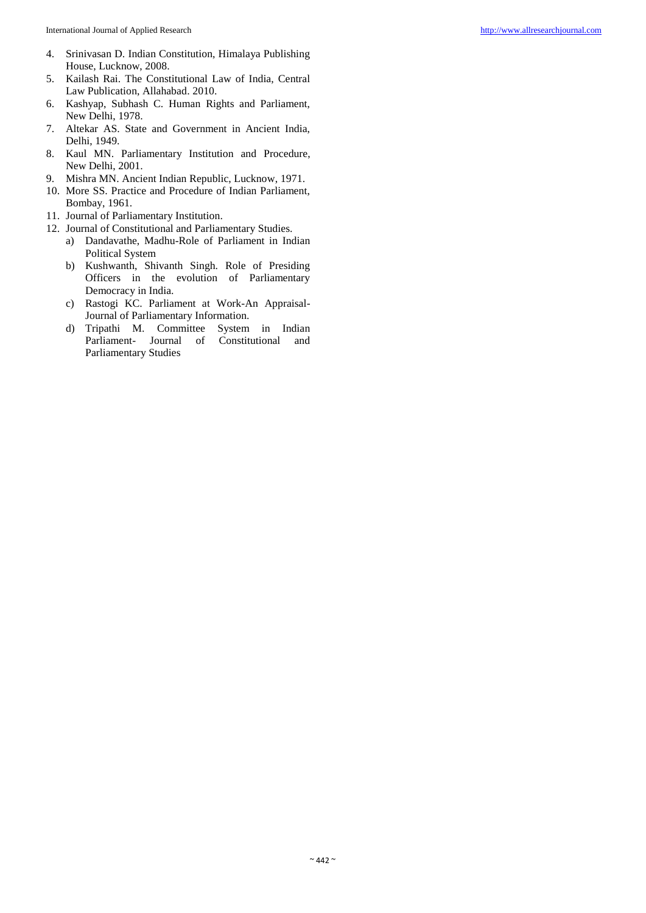4. Srinivasan D. Indian Constitution, Himalaya Publishing House, Lucknow, 2008.
5. Kailash Rai. The Constitutional Law of India, Central Law Publication, Allahabad. 2010.
6. Kashyap, Subhash C. Human Rights and Parliament, New Delhi, 1978.
7. Altekar AS. State and Government in Ancient India, Delhi, 1949.
8. Kaul MN. Parliamentary Institution and Procedure, New Delhi, 2001.
9. Mishra MN. Ancient Indian Republic, Lucknow, 1971.
10. More SS. Practice and Procedure of Indian Parliament, Bombay, 1961.
11. Journal of Parliamentary Institution.
12. Journal of Constitutional and Parliamentary Studies.
    a) Dandavathe, Madhu-Role of Parliament in Indian Political System
    b) Kushwanth, Shivanth Singh. Role of Presiding Officers in the evolution of Parliamentary Democracy in India.
    c) Rastogi KC. Parliament at Work-An Appraisal-Journal of Parliamentary Information.
    d) Tripathi M. Committee System in Indian Parliament- Journal of Constitutional and Parliamentary Studies